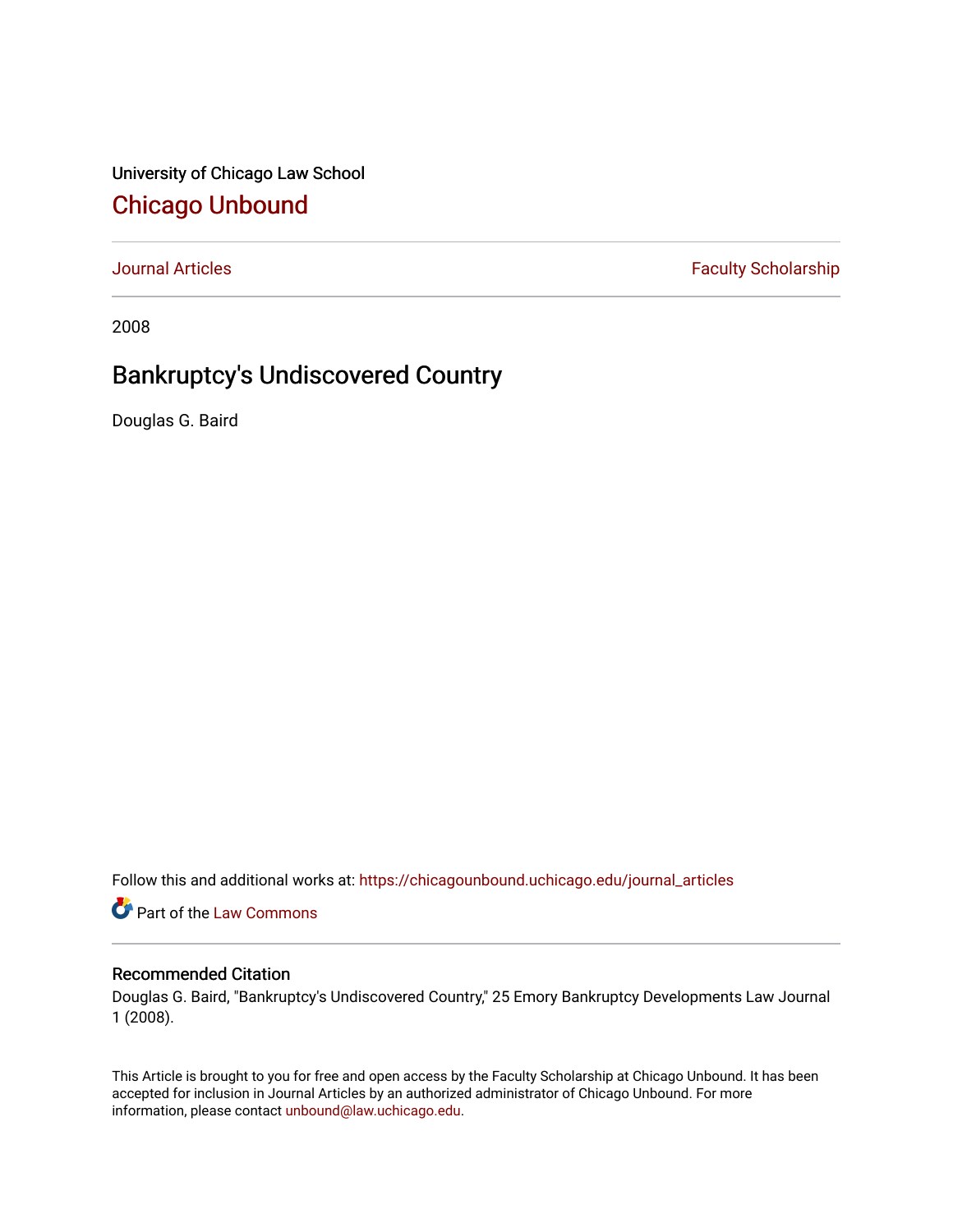University of Chicago Law School

# Chicago Unbound

Journal Articles | Faculty Scholarship

2008

## Bankruptcy's Undiscovered Country

Douglas G. Baird

Follow this and additional works at: https://chicagounbound.uchicago.edu/journal_articles

Part of the Law Commons

### Recommended Citation

Douglas G. Baird, "Bankruptcy's Undiscovered Country," 25 Emory Bankruptcy Developments Law Journal 1 (2008).

This Article is brought to you for free and open access by the Faculty Scholarship at Chicago Unbound. It has been accepted for inclusion in Journal Articles by an authorized administrator of Chicago Unbound. For more information, please contact unbound@law.uchicago.edu.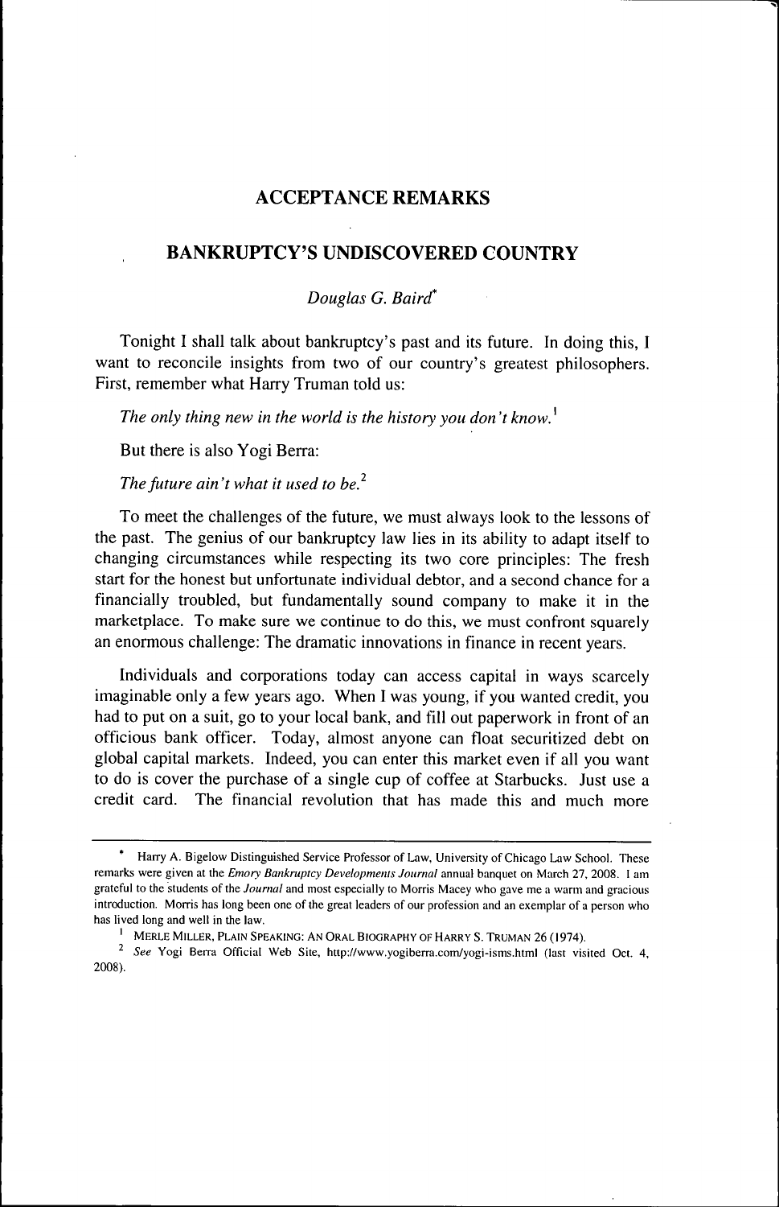## ACCEPTANCE REMARKS

## BANKRUPTCY'S UNDISCOVERED COUNTRY

*Douglas G. Baird*[*]

Tonight I shall talk about bankruptcy's past and its future. In doing this, I want to reconcile insights from two of our country's greatest philosophers. First, remember what Harry Truman told us:

*The only thing new in the world is the history you don't know.*[1]

But there is also Yogi Berra:

*The future ain't what it used to be.*[2]

To meet the challenges of the future, we must always look to the lessons of the past. The genius of our bankruptcy law lies in its ability to adapt itself to changing circumstances while respecting its two core principles: The fresh start for the honest but unfortunate individual debtor, and a second chance for a financially troubled, but fundamentally sound company to make it in the marketplace. To make sure we continue to do this, we must confront squarely an enormous challenge: The dramatic innovations in finance in recent years.

Individuals and corporations today can access capital in ways scarcely imaginable only a few years ago. When I was young, if you wanted credit, you had to put on a suit, go to your local bank, and fill out paperwork in front of an officious bank officer. Today, almost anyone can float securitized debt on global capital markets. Indeed, you can enter this market even if all you want to do is cover the purchase of a single cup of coffee at Starbucks. Just use a credit card. The financial revolution that has made this and much more

---

[*] Harry A. Bigelow Distinguished Service Professor of Law, University of Chicago Law School. These remarks were given at the *Emory Bankruptcy Developments Journal* annual banquet on March 27, 2008. I am grateful to the students of the *Journal* and most especially to Morris Macey who gave me a warm and gracious introduction. Morris has long been one of the great leaders of our profession and an exemplar of a person who has lived long and well in the law.

[1] MERLE MILLER, PLAIN SPEAKING: AN ORAL BIOGRAPHY OF HARRY S. TRUMAN 26 (1974).

[2] *See* Yogi Berra Official Web Site, http://www.yogiberra.com/yogi-isms.html (last visited Oct. 4, 2008).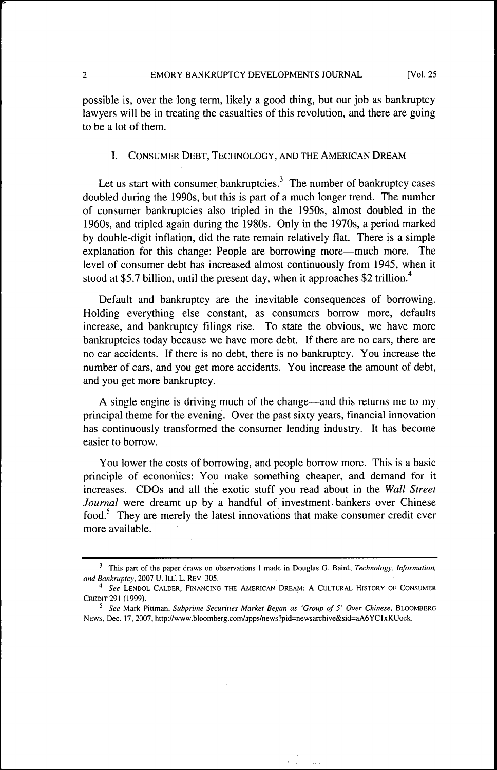possible is, over the long term, likely a good thing, but our job as bankruptcy lawyers will be in treating the casualties of this revolution, and there are going to be a lot of them.

## I. CONSUMER DEBT, TECHNOLOGY, AND THE AMERICAN DREAM

Let us start with consumer bankruptcies.[3] The number of bankruptcy cases doubled during the 1990s, but this is part of a much longer trend. The number of consumer bankruptcies also tripled in the 1950s, almost doubled in the 1960s, and tripled again during the 1980s. Only in the 1970s, a period marked by double-digit inflation, did the rate remain relatively flat. There is a simple explanation for this change: People are borrowing more—much more. The level of consumer debt has increased almost continuously from 1945, when it stood at $5.7 billion, until the present day, when it approaches $2 trillion.[4]

Default and bankruptcy are the inevitable consequences of borrowing. Holding everything else constant, as consumers borrow more, defaults increase, and bankruptcy filings rise. To state the obvious, we have more bankruptcies today because we have more debt. If there are no cars, there are no car accidents. If there is no debt, there is no bankruptcy. You increase the number of cars, and you get more accidents. You increase the amount of debt, and you get more bankruptcy.

A single engine is driving much of the change—and this returns me to my principal theme for the evening. Over the past sixty years, financial innovation has continuously transformed the consumer lending industry. It has become easier to borrow.

You lower the costs of borrowing, and people borrow more. This is a basic principle of economics: You make something cheaper, and demand for it increases. CDOs and all the exotic stuff you read about in the *Wall Street Journal* were dreamt up by a handful of investment bankers over Chinese food.[5] They are merely the latest innovations that make consumer credit ever more available.

---

[3] This part of the paper draws on observations I made in Douglas G. Baird, *Technology, Information, and Bankruptcy*, 2007 U. ILL. L. REV. 305.

[4] *See* LENDOL CALDER, FINANCING THE AMERICAN DREAM: A CULTURAL HISTORY OF CONSUMER CREDIT 291 (1999).

[5] *See* Mark Pittman, *Subprime Securities Market Began as 'Group of 5' Over Chinese*, BLOOMBERG NEWS, Dec. 17, 2007, http://www.bloomberg.com/apps/news?pid=newsarchive&sid=aA6YC1xKUoek.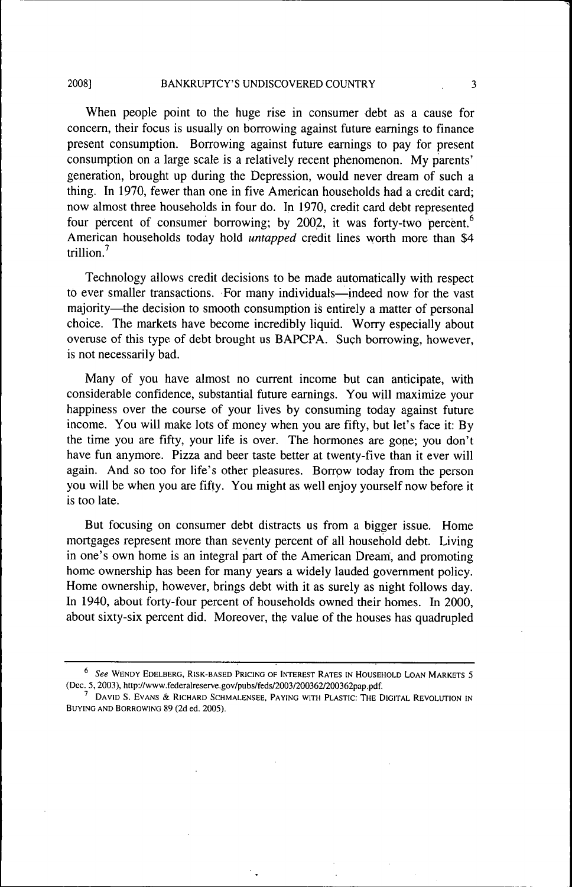When people point to the huge rise in consumer debt as a cause for concern, their focus is usually on borrowing against future earnings to finance present consumption. Borrowing against future earnings to pay for present consumption on a large scale is a relatively recent phenomenon. My parents' generation, brought up during the Depression, would never dream of such a thing. In 1970, fewer than one in five American households had a credit card; now almost three households in four do. In 1970, credit card debt represented four percent of consumer borrowing; by 2002, it was forty-two percent.[6] American households today hold *untapped* credit lines worth more than $4 trillion.[7]

Technology allows credit decisions to be made automatically with respect to ever smaller transactions. For many individuals—indeed now for the vast majority—the decision to smooth consumption is entirely a matter of personal choice. The markets have become incredibly liquid. Worry especially about overuse of this type of debt brought us BAPCPA. Such borrowing, however, is not necessarily bad.

Many of you have almost no current income but can anticipate, with considerable confidence, substantial future earnings. You will maximize your happiness over the course of your lives by consuming today against future income. You will make lots of money when you are fifty, but let's face it: By the time you are fifty, your life is over. The hormones are gone; you don't have fun anymore. Pizza and beer taste better at twenty-five than it ever will again. And so too for life's other pleasures. Borrow today from the person you will be when you are fifty. You might as well enjoy yourself now before it is too late.

But focusing on consumer debt distracts us from a bigger issue. Home mortgages represent more than seventy percent of all household debt. Living in one's own home is an integral part of the American Dream, and promoting home ownership has been for many years a widely lauded government policy. Home ownership, however, brings debt with it as surely as night follows day. In 1940, about forty-four percent of households owned their homes. In 2000, about sixty-six percent did. Moreover, the value of the houses has quadrupled

---

[6] *See* WENDY EDELBERG, RISK-BASED PRICING OF INTEREST RATES IN HOUSEHOLD LOAN MARKETS 5 (Dec. 5, 2003), http://www.federalreserve.gov/pubs/feds/2003/200362/200362pap.pdf.

[7] DAVID S. EVANS & RICHARD SCHMALENSEE, PAYING WITH PLASTIC: THE DIGITAL REVOLUTION IN BUYING AND BORROWING 89 (2d ed. 2005).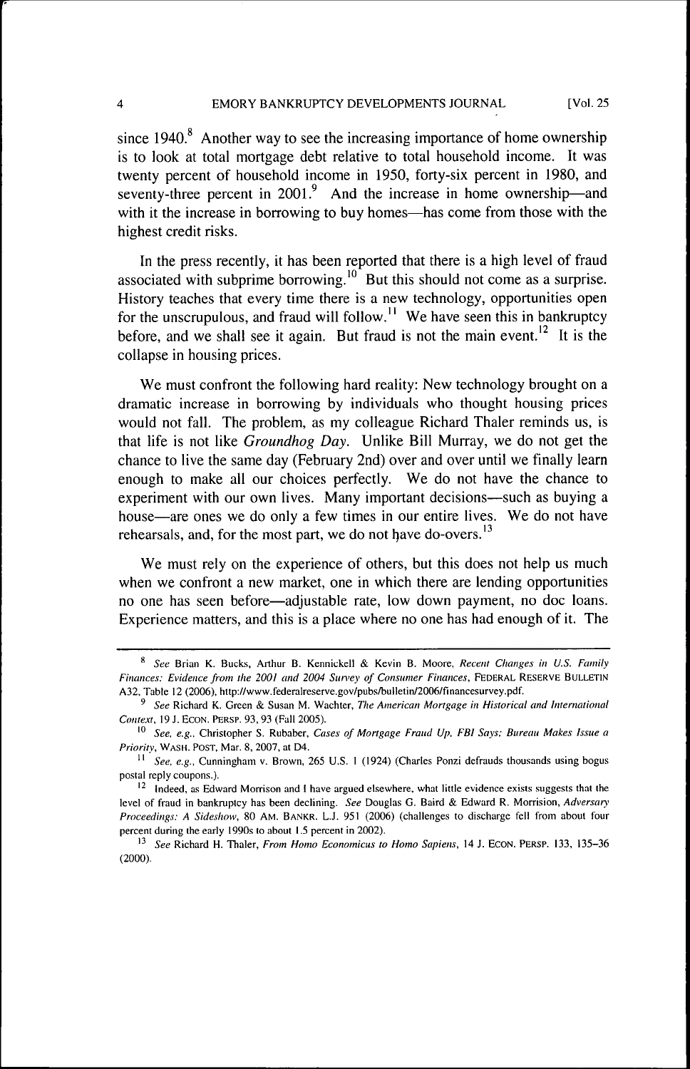since 1940.[8] Another way to see the increasing importance of home ownership is to look at total mortgage debt relative to total household income. It was twenty percent of household income in 1950, forty-six percent in 1980, and seventy-three percent in 2001.[9] And the increase in home ownership—and with it the increase in borrowing to buy homes—has come from those with the highest credit risks.

In the press recently, it has been reported that there is a high level of fraud associated with subprime borrowing.[10] But this should not come as a surprise. History teaches that every time there is a new technology, opportunities open for the unscrupulous, and fraud will follow.[11] We have seen this in bankruptcy before, and we shall see it again. But fraud is not the main event.[12] It is the collapse in housing prices.

We must confront the following hard reality: New technology brought on a dramatic increase in borrowing by individuals who thought housing prices would not fall. The problem, as my colleague Richard Thaler reminds us, is that life is not like *Groundhog Day*. Unlike Bill Murray, we do not get the chance to live the same day (February 2nd) over and over until we finally learn enough to make all our choices perfectly. We do not have the chance to experiment with our own lives. Many important decisions—such as buying a house—are ones we do only a few times in our entire lives. We do not have rehearsals, and, for the most part, we do not have do-overs.[13]

We must rely on the experience of others, but this does not help us much when we confront a new market, one in which there are lending opportunities no one has seen before—adjustable rate, low down payment, no doc loans. Experience matters, and this is a place where no one has had enough of it. The

---

[8] *See* Brian K. Bucks, Arthur B. Kennickell & Kevin B. Moore, *Recent Changes in U.S. Family Finances: Evidence from the 2001 and 2004 Survey of Consumer Finances*, FEDERAL RESERVE BULLETIN A32, Table 12 (2006), http://www.federalreserve.gov/pubs/bulletin/2006/financesurvey.pdf.

[9] *See* Richard K. Green & Susan M. Wachter, *The American Mortgage in Historical and International Context*, 19 J. ECON. PERSP. 93, 93 (Fall 2005).

[10] *See, e.g.*, Christopher S. Rubaber, *Cases of Mortgage Fraud Up, FBI Says; Bureau Makes Issue a Priority*, WASH. POST, Mar. 8, 2007, at D4.

[11] *See, e.g.*, Cunningham v. Brown, 265 U.S. 1 (1924) (Charles Ponzi defrauds thousands using bogus postal reply coupons.).

[12] Indeed, as Edward Morrison and I have argued elsewhere, what little evidence exists suggests that the level of fraud in bankruptcy has been declining. *See* Douglas G. Baird & Edward R. Morrision, *Adversary Proceedings: A Sideshow*, 80 AM. BANKR. L.J. 951 (2006) (challenges to discharge fell from about four percent during the early 1990s to about 1.5 percent in 2002).

[13] *See* Richard H. Thaler, *From Homo Economicus to Homo Sapiens*, 14 J. ECON. PERSP. 133, 135–36 (2000).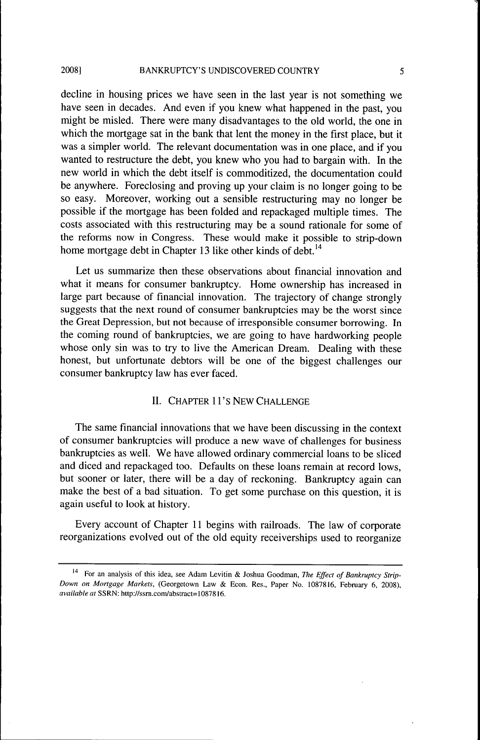decline in housing prices we have seen in the last year is not something we have seen in decades. And even if you knew what happened in the past, you might be misled. There were many disadvantages to the old world, the one in which the mortgage sat in the bank that lent the money in the first place, but it was a simpler world. The relevant documentation was in one place, and if you wanted to restructure the debt, you knew who you had to bargain with. In the new world in which the debt itself is commoditized, the documentation could be anywhere. Foreclosing and proving up your claim is no longer going to be so easy. Moreover, working out a sensible restructuring may no longer be possible if the mortgage has been folded and repackaged multiple times. The costs associated with this restructuring may be a sound rationale for some of the reforms now in Congress. These would make it possible to strip-down home mortgage debt in Chapter 13 like other kinds of debt.[14]

Let us summarize then these observations about financial innovation and what it means for consumer bankruptcy. Home ownership has increased in large part because of financial innovation. The trajectory of change strongly suggests that the next round of consumer bankruptcies may be the worst since the Great Depression, but not because of irresponsible consumer borrowing. In the coming round of bankruptcies, we are going to have hardworking people whose only sin was to try to live the American Dream. Dealing with these honest, but unfortunate debtors will be one of the biggest challenges our consumer bankruptcy law has ever faced.

## II. CHAPTER 11'S NEW CHALLENGE

The same financial innovations that we have been discussing in the context of consumer bankruptcies will produce a new wave of challenges for business bankruptcies as well. We have allowed ordinary commercial loans to be sliced and diced and repackaged too. Defaults on these loans remain at record lows, but sooner or later, there will be a day of reckoning. Bankruptcy again can make the best of a bad situation. To get some purchase on this question, it is again useful to look at history.

Every account of Chapter 11 begins with railroads. The law of corporate reorganizations evolved out of the old equity receiverships used to reorganize

---

[14] For an analysis of this idea, see Adam Levitin & Joshua Goodman, *The Effect of Bankruptcy Strip-Down on Mortgage Markets*, (Georgetown Law & Econ. Res., Paper No. 1087816, February 6, 2008), *available at* SSRN: http://ssrn.com/abstract=1087816.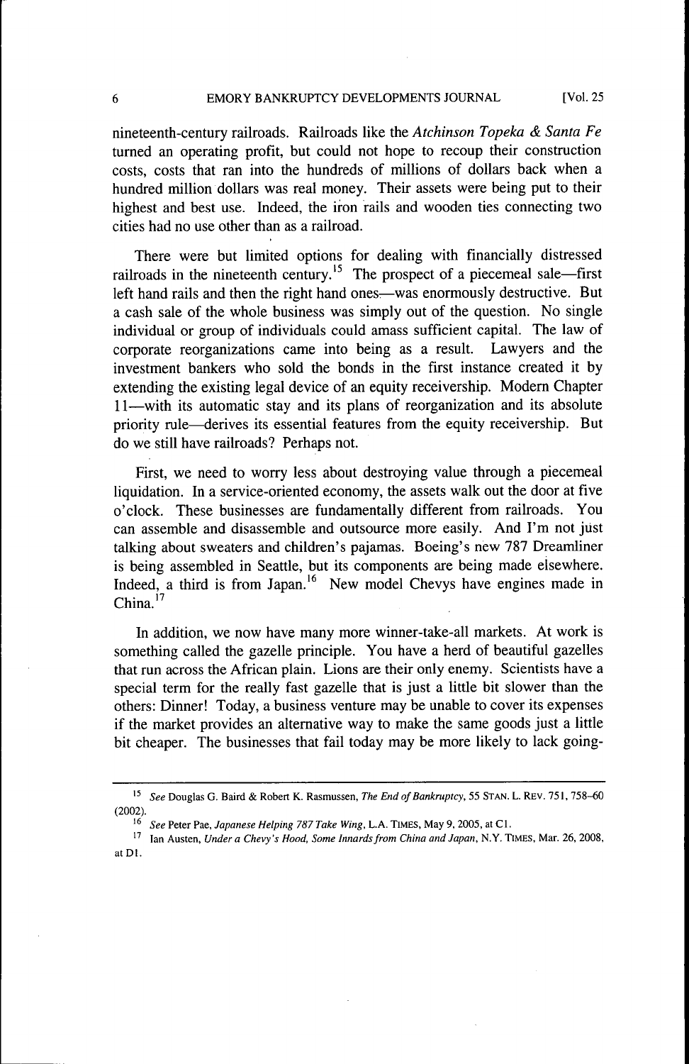nineteenth-century railroads. Railroads like the *Atchinson Topeka & Santa Fe* turned an operating profit, but could not hope to recoup their construction costs, costs that ran into the hundreds of millions of dollars back when a hundred million dollars was real money. Their assets were being put to their highest and best use. Indeed, the iron rails and wooden ties connecting two cities had no use other than as a railroad.

There were but limited options for dealing with financially distressed railroads in the nineteenth century.[15] The prospect of a piecemeal sale—first left hand rails and then the right hand ones—was enormously destructive. But a cash sale of the whole business was simply out of the question. No single individual or group of individuals could amass sufficient capital. The law of corporate reorganizations came into being as a result. Lawyers and the investment bankers who sold the bonds in the first instance created it by extending the existing legal device of an equity receivership. Modern Chapter 11—with its automatic stay and its plans of reorganization and its absolute priority rule—derives its essential features from the equity receivership. But do we still have railroads? Perhaps not.

First, we need to worry less about destroying value through a piecemeal liquidation. In a service-oriented economy, the assets walk out the door at five o'clock. These businesses are fundamentally different from railroads. You can assemble and disassemble and outsource more easily. And I'm not just talking about sweaters and children's pajamas. Boeing's new 787 Dreamliner is being assembled in Seattle, but its components are being made elsewhere. Indeed, a third is from Japan.[16] New model Chevys have engines made in China.[17]

In addition, we now have many more winner-take-all markets. At work is something called the gazelle principle. You have a herd of beautiful gazelles that run across the African plain. Lions are their only enemy. Scientists have a special term for the really fast gazelle that is just a little bit slower than the others: Dinner! Today, a business venture may be unable to cover its expenses if the market provides an alternative way to make the same goods just a little bit cheaper. The businesses that fail today may be more likely to lack going-

---

[15] *See* Douglas G. Baird & Robert K. Rasmussen, *The End of Bankruptcy*, 55 STAN. L. REV. 751, 758–60 (2002).

[16] *See* Peter Pae, *Japanese Helping 787 Take Wing*, L.A. TIMES, May 9, 2005, at C1.

[17] Ian Austen, *Under a Chevy's Hood, Some Innards from China and Japan*, N.Y. TIMES, Mar. 26, 2008, at D1.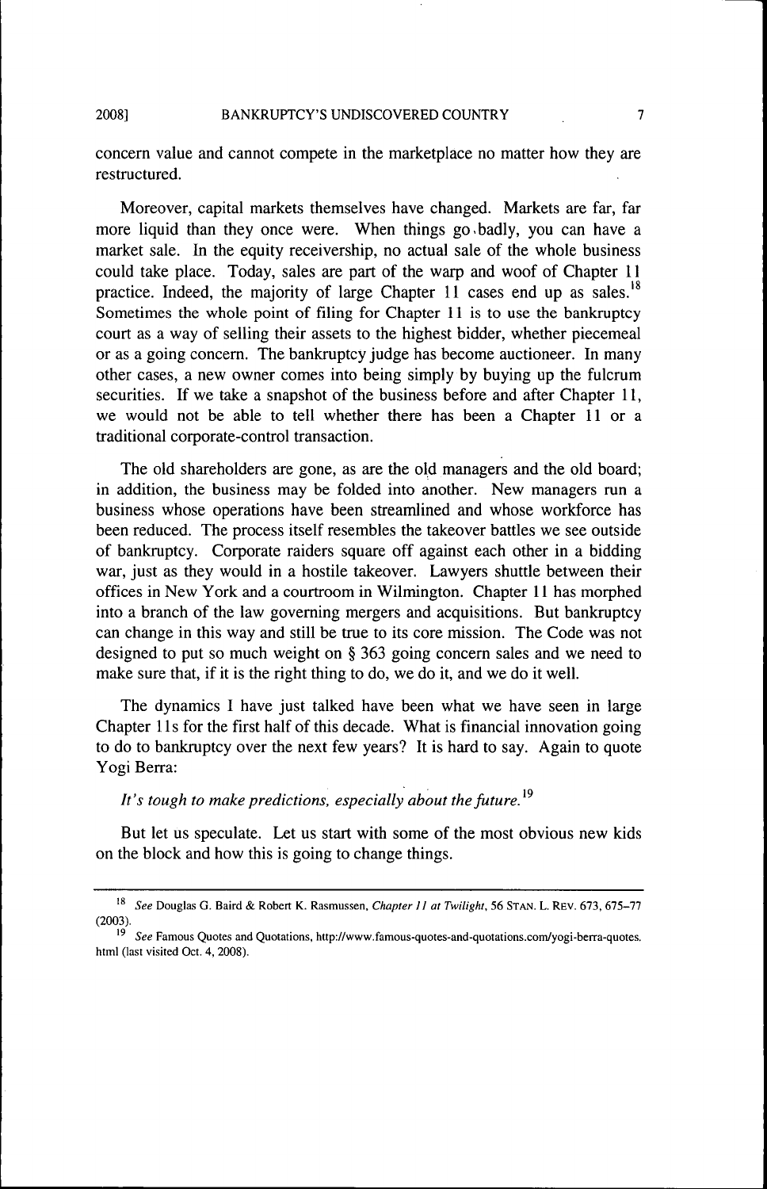concern value and cannot compete in the marketplace no matter how they are restructured.

Moreover, capital markets themselves have changed. Markets are far, far more liquid than they once were. When things go badly, you can have a market sale. In the equity receivership, no actual sale of the whole business could take place. Today, sales are part of the warp and woof of Chapter 11 practice. Indeed, the majority of large Chapter 11 cases end up as sales.[18] Sometimes the whole point of filing for Chapter 11 is to use the bankruptcy court as a way of selling their assets to the highest bidder, whether piecemeal or as a going concern. The bankruptcy judge has become auctioneer. In many other cases, a new owner comes into being simply by buying up the fulcrum securities. If we take a snapshot of the business before and after Chapter 11, we would not be able to tell whether there has been a Chapter 11 or a traditional corporate-control transaction.

The old shareholders are gone, as are the old managers and the old board; in addition, the business may be folded into another. New managers run a business whose operations have been streamlined and whose workforce has been reduced. The process itself resembles the takeover battles we see outside of bankruptcy. Corporate raiders square off against each other in a bidding war, just as they would in a hostile takeover. Lawyers shuttle between their offices in New York and a courtroom in Wilmington. Chapter 11 has morphed into a branch of the law governing mergers and acquisitions. But bankruptcy can change in this way and still be true to its core mission. The Code was not designed to put so much weight on § 363 going concern sales and we need to make sure that, if it is the right thing to do, we do it, and we do it well.

The dynamics I have just talked have been what we have seen in large Chapter 11s for the first half of this decade. What is financial innovation going to do to bankruptcy over the next few years? It is hard to say. Again to quote Yogi Berra:

*It's tough to make predictions, especially about the future.*[19]

But let us speculate. Let us start with some of the most obvious new kids on the block and how this is going to change things.

---

[18] *See* Douglas G. Baird & Robert K. Rasmussen, *Chapter 11 at Twilight*, 56 STAN. L. REV. 673, 675–77 (2003).

[19] *See* Famous Quotes and Quotations, http://www.famous-quotes-and-quotations.com/yogi-berra-quotes.html (last visited Oct. 4, 2008).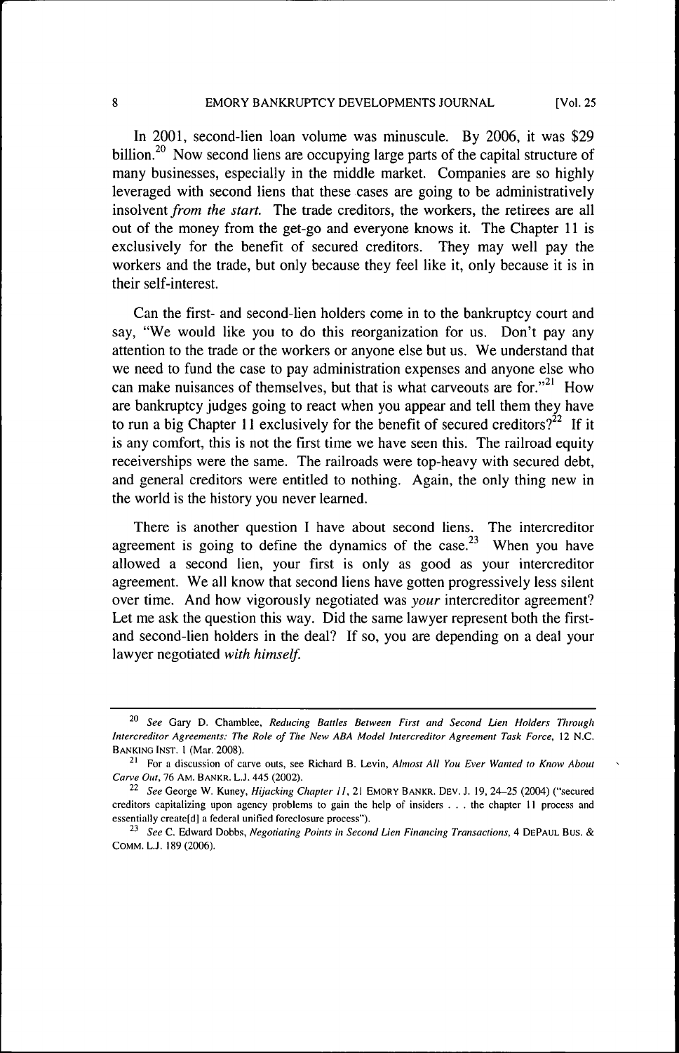In 2001, second-lien loan volume was minuscule. By 2006, it was $29 billion.[20] Now second liens are occupying large parts of the capital structure of many businesses, especially in the middle market. Companies are so highly leveraged with second liens that these cases are going to be administratively insolvent *from the start.* The trade creditors, the workers, the retirees are all out of the money from the get-go and everyone knows it. The Chapter 11 is exclusively for the benefit of secured creditors. They may well pay the workers and the trade, but only because they feel like it, only because it is in their self-interest.

Can the first- and second-lien holders come in to the bankruptcy court and say, "We would like you to do this reorganization for us. Don't pay any attention to the trade or the workers or anyone else but us. We understand that we need to fund the case to pay administration expenses and anyone else who can make nuisances of themselves, but that is what carveouts are for."[21] How are bankruptcy judges going to react when you appear and tell them they have to run a big Chapter 11 exclusively for the benefit of secured creditors?[22] If it is any comfort, this is not the first time we have seen this. The railroad equity receiverships were the same. The railroads were top-heavy with secured debt, and general creditors were entitled to nothing. Again, the only thing new in the world is the history you never learned.

There is another question I have about second liens. The intercreditor agreement is going to define the dynamics of the case.[23] When you have allowed a second lien, your first is only as good as your intercreditor agreement. We all know that second liens have gotten progressively less silent over time. And how vigorously negotiated was *your* intercreditor agreement? Let me ask the question this way. Did the same lawyer represent both the first- and second-lien holders in the deal? If so, you are depending on a deal your lawyer negotiated *with himself.*

---

[20] *See* Gary D. Chamblee, *Reducing Battles Between First and Second Lien Holders Through Intercreditor Agreements: The Role of The New ABA Model Intercreditor Agreement Task Force*, 12 N.C. BANKING INST. 1 (Mar. 2008).

[21] For a discussion of carve outs, see Richard B. Levin, *Almost All You Ever Wanted to Know About Carve Out*, 76 AM. BANKR. L.J. 445 (2002).

[22] *See* George W. Kuney, *Hijacking Chapter 11*, 21 EMORY BANKR. DEV. J. 19, 24–25 (2004) ("secured creditors capitalizing upon agency problems to gain the help of insiders . . . the chapter 11 process and essentially create[d] a federal unified foreclosure process").

[23] *See* C. Edward Dobbs, *Negotiating Points in Second Lien Financing Transactions*, 4 DEPAUL BUS. & COMM. L.J. 189 (2006).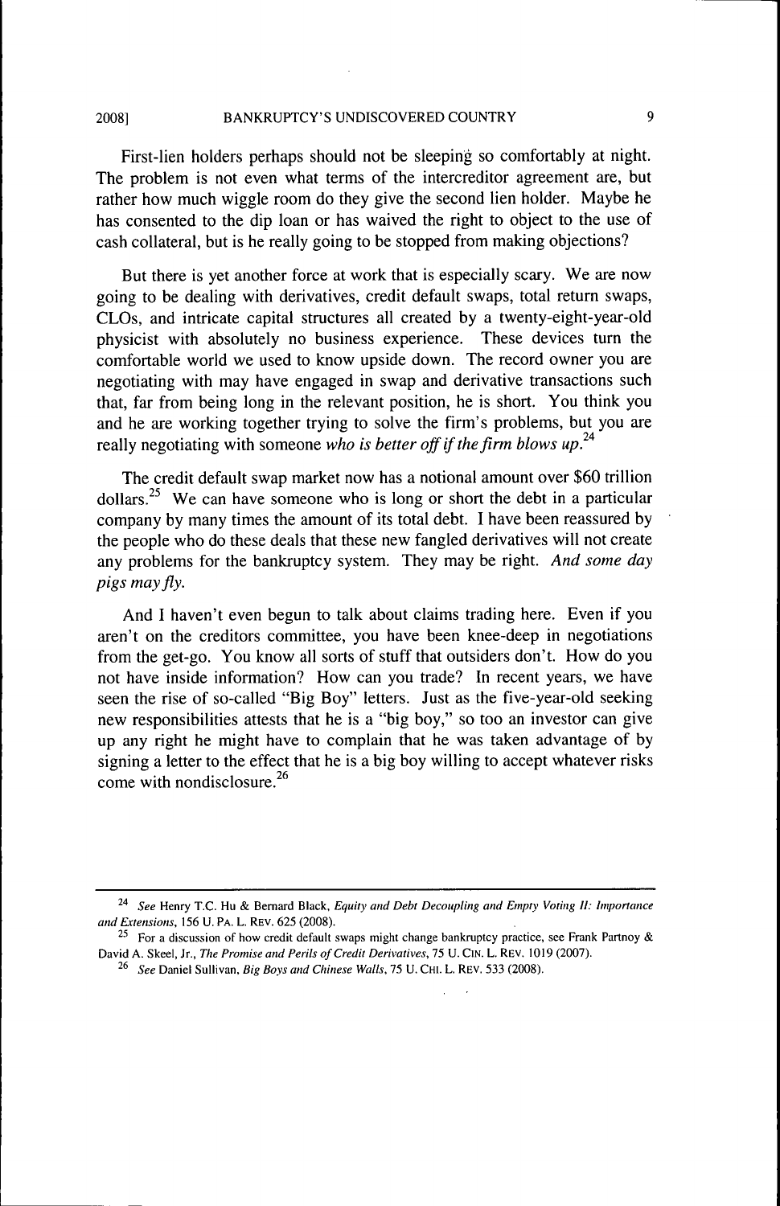First-lien holders perhaps should not be sleeping so comfortably at night. The problem is not even what terms of the intercreditor agreement are, but rather how much wiggle room do they give the second lien holder. Maybe he has consented to the dip loan or has waived the right to object to the use of cash collateral, but is he really going to be stopped from making objections?

But there is yet another force at work that is especially scary. We are now going to be dealing with derivatives, credit default swaps, total return swaps, CLOs, and intricate capital structures all created by a twenty-eight-year-old physicist with absolutely no business experience. These devices turn the comfortable world we used to know upside down. The record owner you are negotiating with may have engaged in swap and derivative transactions such that, far from being long in the relevant position, he is short. You think you and he are working together trying to solve the firm's problems, but you are really negotiating with someone *who is better off if the firm blows up.*[24]

The credit default swap market now has a notional amount over $60 trillion dollars.[25] We can have someone who is long or short the debt in a particular company by many times the amount of its total debt. I have been reassured by the people who do these deals that these new fangled derivatives will not create any problems for the bankruptcy system. They may be right. *And some day pigs may fly.*

And I haven't even begun to talk about claims trading here. Even if you aren't on the creditors committee, you have been knee-deep in negotiations from the get-go. You know all sorts of stuff that outsiders don't. How do you not have inside information? How can you trade? In recent years, we have seen the rise of so-called "Big Boy" letters. Just as the five-year-old seeking new responsibilities attests that he is a "big boy," so too an investor can give up any right he might have to complain that he was taken advantage of by signing a letter to the effect that he is a big boy willing to accept whatever risks come with nondisclosure.[26]

---

[24] *See* Henry T.C. Hu & Bernard Black, *Equity and Debt Decoupling and Empty Voting II: Importance and Extensions*, 156 U. PA. L. REV. 625 (2008).

[25] For a discussion of how credit default swaps might change bankruptcy practice, see Frank Partnoy & David A. Skeel, Jr., *The Promise and Perils of Credit Derivatives*, 75 U. CIN. L. REV. 1019 (2007).

[26] *See* Daniel Sullivan, *Big Boys and Chinese Walls*, 75 U. CHI. L. REV. 533 (2008).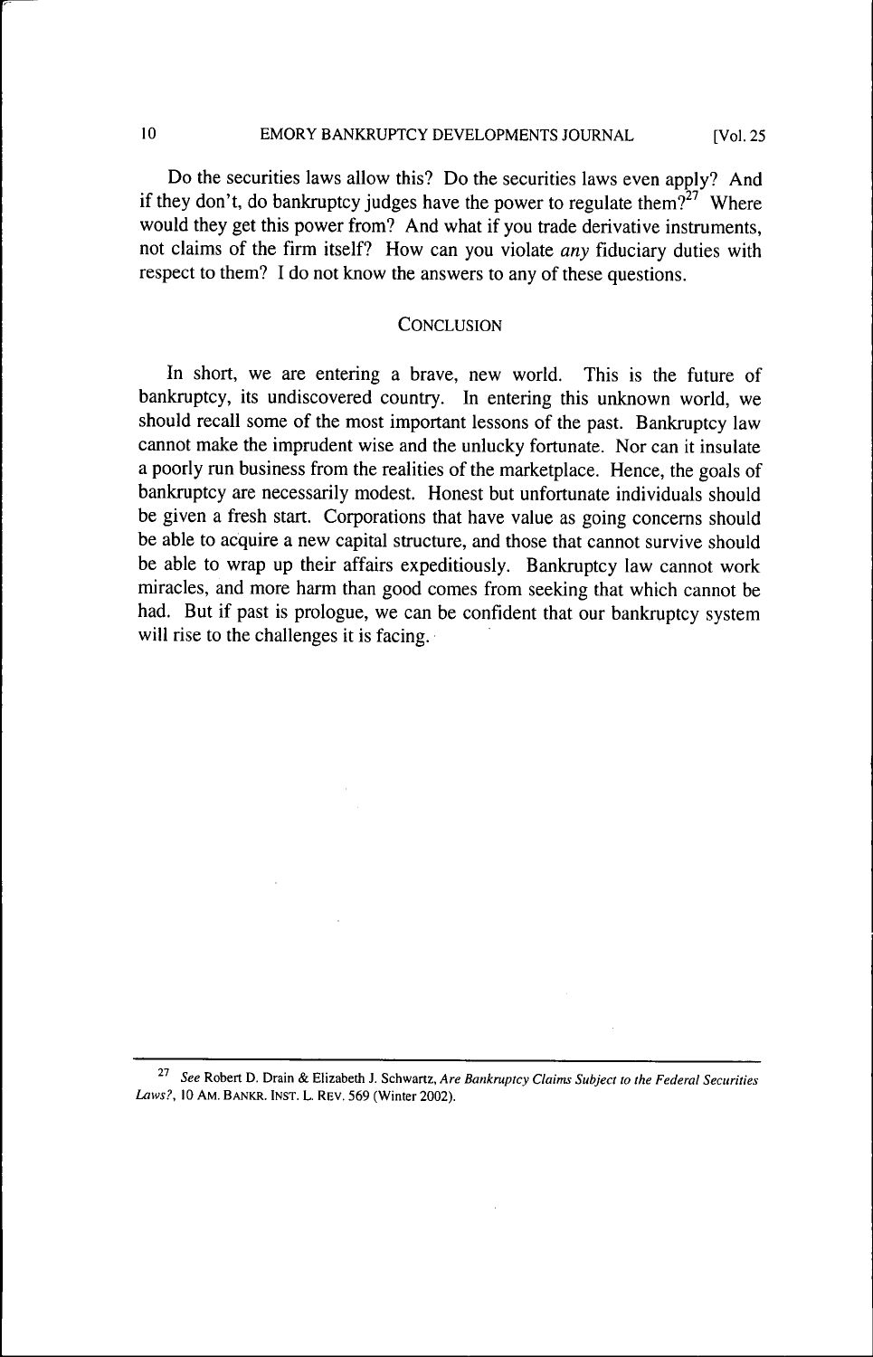Do the securities laws allow this? Do the securities laws even apply? And if they don't, do bankruptcy judges have the power to regulate them?[27] Where would they get this power from? And what if you trade derivative instruments, not claims of the firm itself? How can you violate *any* fiduciary duties with respect to them? I do not know the answers to any of these questions.

## CONCLUSION

In short, we are entering a brave, new world. This is the future of bankruptcy, its undiscovered country. In entering this unknown world, we should recall some of the most important lessons of the past. Bankruptcy law cannot make the imprudent wise and the unlucky fortunate. Nor can it insulate a poorly run business from the realities of the marketplace. Hence, the goals of bankruptcy are necessarily modest. Honest but unfortunate individuals should be given a fresh start. Corporations that have value as going concerns should be able to acquire a new capital structure, and those that cannot survive should be able to wrap up their affairs expeditiously. Bankruptcy law cannot work miracles, and more harm than good comes from seeking that which cannot be had. But if past is prologue, we can be confident that our bankruptcy system will rise to the challenges it is facing.

---

[27] *See* Robert D. Drain & Elizabeth J. Schwartz, *Are Bankruptcy Claims Subject to the Federal Securities Laws?*, 10 AM. BANKR. INST. L. REV. 569 (Winter 2002).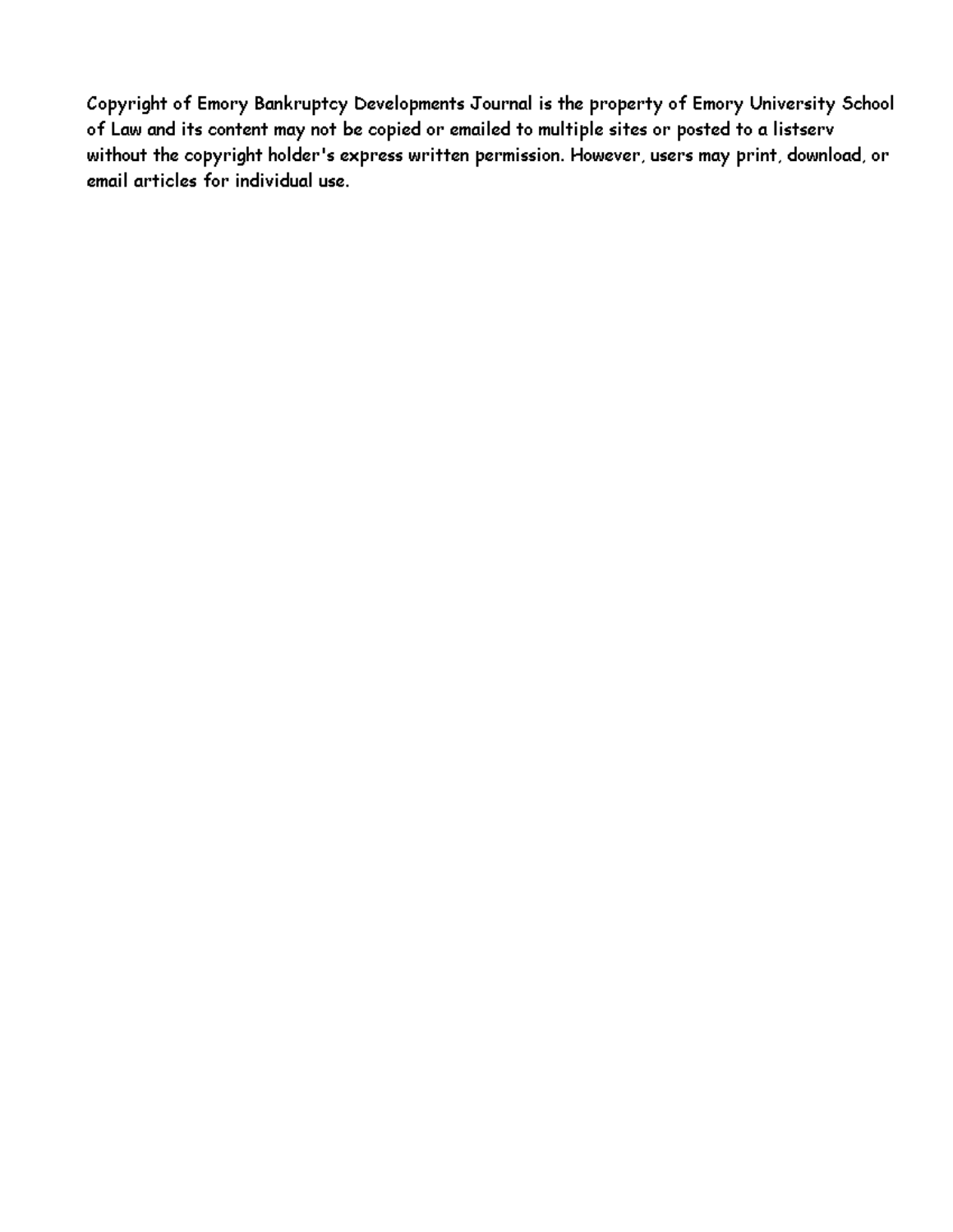Copyright of Emory Bankruptcy Developments Journal is the property of Emory University School of Law and its content may not be copied or emailed to multiple sites or posted to a listserv without the copyright holder's express written permission. However, users may print, download, or email articles for individual use.